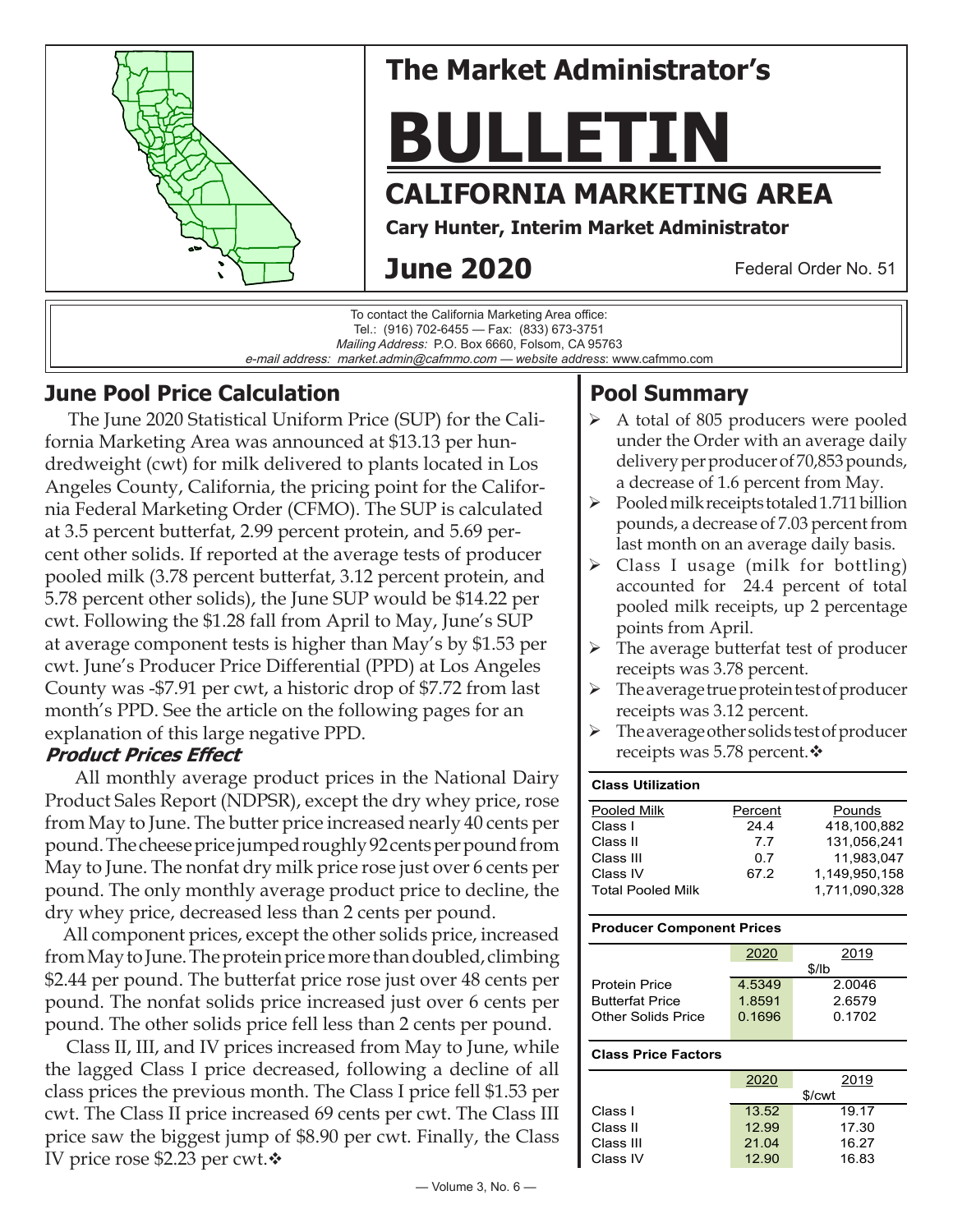# The Market Administrator's

# BULLETIN

## CALIFORNIA MARKETING AREA

**Cary Hunter, Interim Market Administrator**

**June 2020**

Federal Order No. 51

To contact the California Marketing Area office:
Tel.: (916) 702-6455 — Fax: (833) 673-3751
*Mailing Address:* P.O. Box 6660, Folsom, CA 95763
*e-mail address: market.admin@cafmmo.com — website address*: www.cafmmo.com

## June Pool Price Calculation

The June 2020 Statistical Uniform Price (SUP) for the California Marketing Area was announced at $13.13 per hundredweight (cwt) for milk delivered to plants located in Los Angeles County, California, the pricing point for the California Federal Marketing Order (CFMO). The SUP is calculated at 3.5 percent butterfat, 2.99 percent protein, and 5.69 percent other solids. If reported at the average tests of producer pooled milk (3.78 percent butterfat, 3.12 percent protein, and 5.78 percent other solids), the June SUP would be $14.22 per cwt. Following the $1.28 fall from April to May, June's SUP at average component tests is higher than May's by $1.53 per cwt. June's Producer Price Differential (PPD) at Los Angeles County was -$7.91 per cwt, a historic drop of $7.72 from last month's PPD. See the article on the following pages for an explanation of this large negative PPD.

### *Product Prices Effect*

All monthly average product prices in the National Dairy Product Sales Report (NDPSR), except the dry whey price, rose from May to June. The butter price increased nearly 40 cents per pound. The cheese price jumped roughly 92 cents per pound from May to June. The nonfat dry milk price rose just over 6 cents per pound. The only monthly average product price to decline, the dry whey price, decreased less than 2 cents per pound.

All component prices, except the other solids price, increased from May to June. The protein price more than doubled, climbing $2.44 per pound. The butterfat price rose just over 48 cents per pound. The nonfat solids price increased just over 6 cents per pound. The other solids price fell less than 2 cents per pound.

Class II, III, and IV prices increased from May to June, while the lagged Class I price decreased, following a decline of all class prices the previous month. The Class I price fell $1.53 per cwt. The Class II price increased 69 cents per cwt. The Class III price saw the biggest jump of $8.90 per cwt. Finally, the Class IV price rose $2.23 per cwt.❖

## Pool Summary

- A total of 805 producers were pooled under the Order with an average daily delivery per producer of 70,853 pounds, a decrease of 1.6 percent from May.
- Pooled milk receipts totaled 1.711 billion pounds, a decrease of 7.03 percent from last month on an average daily basis.
- Class I usage (milk for bottling) accounted for 24.4 percent of total pooled milk receipts, up 2 percentage points from April.
- The average butterfat test of producer receipts was 3.78 percent.
- The average true protein test of producer receipts was 3.12 percent.
- The average other solids test of producer receipts was 5.78 percent.❖

**Class Utilization**

| Pooled Milk | Percent | Pounds |
|---|---|---|
| Class I | 24.4 | 418,100,882 |
| Class II | 7.7 | 131,056,241 |
| Class III | 0.7 | 11,983,047 |
| Class IV | 67.2 | 1,149,950,158 |
| Total Pooled Milk | | 1,711,090,328 |

**Producer Component Prices**

| | 2020 | 2019 |
|---|---|---|
| | $/lb | |
| Protein Price | 4.5349 | 2.0046 |
| Butterfat Price | 1.8591 | 2.6579 |
| Other Solids Price | 0.1696 | 0.1702 |

**Class Price Factors**

| | 2020 | 2019 |
|---|---|---|
| | $/cwt | |
| Class I | 13.52 | 19.17 |
| Class II | 12.99 | 17.30 |
| Class III | 21.04 | 16.27 |
| Class IV | 12.90 | 16.83 |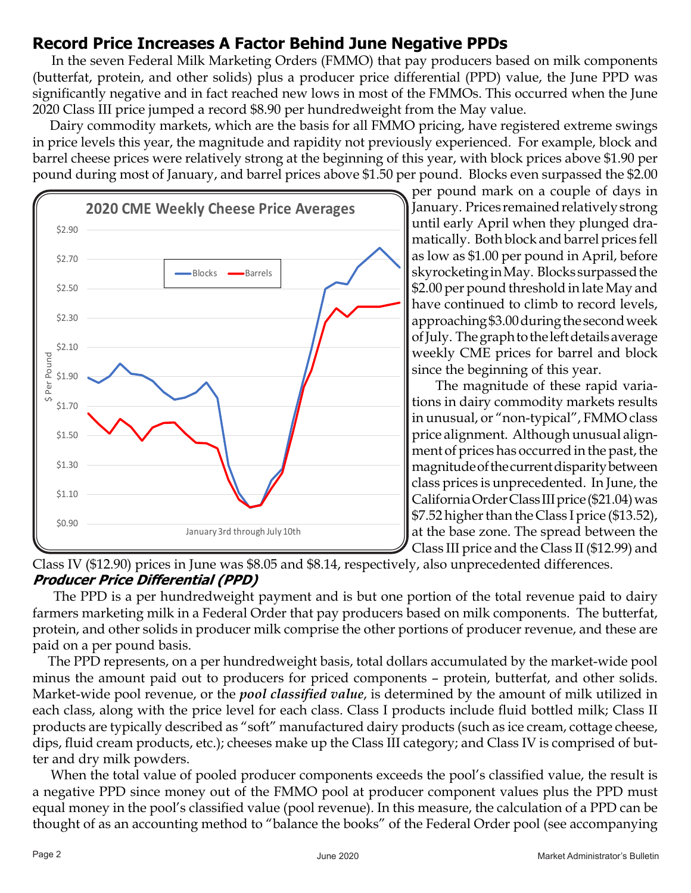## Record Price Increases A Factor Behind June Negative PPDs

In the seven Federal Milk Marketing Orders (FMMO) that pay producers based on milk components (butterfat, protein, and other solids) plus a producer price differential (PPD) value, the June PPD was significantly negative and in fact reached new lows in most of the FMMOs. This occurred when the June 2020 Class III price jumped a record $8.90 per hundredweight from the May value.

Dairy commodity markets, which are the basis for all FMMO pricing, have registered extreme swings in price levels this year, the magnitude and rapidity not previously experienced. For example, block and barrel cheese prices were relatively strong at the beginning of this year, with block prices above $1.90 per pound during most of January, and barrel prices above $1.50 per pound. Blocks even surpassed the $2.00 per pound mark on a couple of days in January. Prices remained relatively strong until early April when they plunged dramatically. Both block and barrel prices fell as low as $1.00 per pound in April, before skyrocketing in May. Blocks surpassed the $2.00 per pound threshold in late May and have continued to climb to record levels, approaching $3.00 during the second week of July. The graph to the left details average weekly CME prices for barrel and block since the beginning of this year.

The magnitude of these rapid variations in dairy commodity markets results in unusual, or "non-typical", FMMO class price alignment. Although unusual alignment of prices has occurred in the past, the magnitude of the current disparity between class prices is unprecedented. In June, the California Order Class III price ($21.04) was $7.52 higher than the Class I price ($13.52), at the base zone. The spread between the Class III price and the Class II ($12.99) and Class IV ($12.90) prices in June was $8.05 and $8.14, respectively, also unprecedented differences.

### *Producer Price Differential (PPD)*

The PPD is a per hundredweight payment and is but one portion of the total revenue paid to dairy farmers marketing milk in a Federal Order that pay producers based on milk components. The butterfat, protein, and other solids in producer milk comprise the other portions of producer revenue, and these are paid on a per pound basis.

The PPD represents, on a per hundredweight basis, total dollars accumulated by the market-wide pool minus the amount paid out to producers for priced components – protein, butterfat, and other solids. Market-wide pool revenue, or the ***pool classified value***, is determined by the amount of milk utilized in each class, along with the price level for each class. Class I products include fluid bottled milk; Class II products are typically described as "soft" manufactured dairy products (such as ice cream, cottage cheese, dips, fluid cream products, etc.); cheeses make up the Class III category; and Class IV is comprised of butter and dry milk powders.

When the total value of pooled producer components exceeds the pool's classified value, the result is a negative PPD since money out of the FMMO pool at producer component values plus the PPD must equal money in the pool's classified value (pool revenue). In this measure, the calculation of a PPD can be thought of as an accounting method to "balance the books" of the Federal Order pool (see accompanying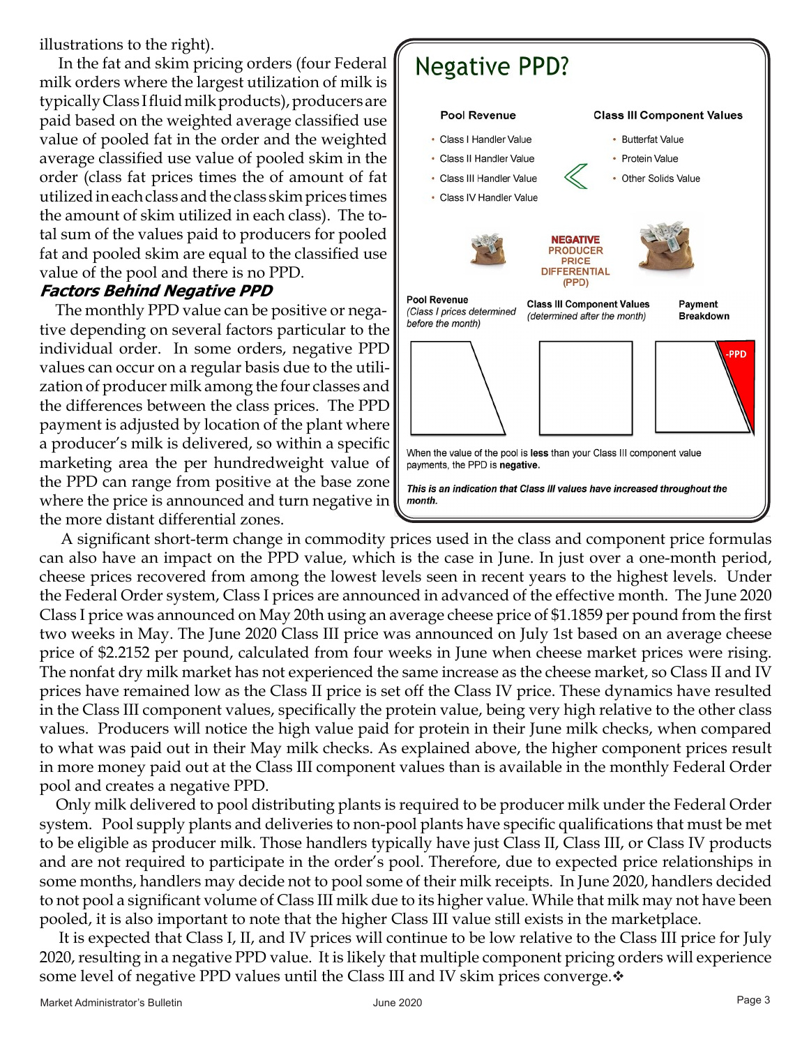illustrations to the right).

In the fat and skim pricing orders (four Federal milk orders where the largest utilization of milk is typically Class I fluid milk products), producers are paid based on the weighted average classified use value of pooled fat in the order and the weighted average classified use value of pooled skim in the order (class fat prices times the of amount of fat utilized in each class and the class skim prices times the amount of skim utilized in each class). The total sum of the values paid to producers for pooled fat and pooled skim are equal to the classified use value of the pool and there is no PPD.

### *Factors Behind Negative PPD*

The monthly PPD value can be positive or negative depending on several factors particular to the individual order. In some orders, negative PPD values can occur on a regular basis due to the utilization of producer milk among the four classes and the differences between the class prices. The PPD payment is adjusted by location of the plant where a producer's milk is delivered, so within a specific marketing area the per hundredweight value of the PPD can range from positive at the base zone where the price is announced and turn negative in the more distant differential zones.

## Negative PPD?

**Pool Revenue**

- Class I Handler Value
- Class II Handler Value
- Class III Handler Value
- Class IV Handler Value

**Class III Component Values**

- Butterfat Value
- Protein Value
- Other Solids Value

**NEGATIVE PRODUCER PRICE DIFFERENTIAL (PPD)**

**Pool Revenue** *(Class I prices determined before the month)*

**Class III Component Values** *(determined after the month)*

**Payment Breakdown**

-PPD

When the value of the pool is **less** than your Class III component value payments, the PPD is **negative.**

***This is an indication that Class III values have increased throughout the month.***

A significant short-term change in commodity prices used in the class and component price formulas can also have an impact on the PPD value, which is the case in June. In just over a one-month period, cheese prices recovered from among the lowest levels seen in recent years to the highest levels. Under the Federal Order system, Class I prices are announced in advanced of the effective month. The June 2020 Class I price was announced on May 20th using an average cheese price of $1.1859 per pound from the first two weeks in May. The June 2020 Class III price was announced on July 1st based on an average cheese price of $2.2152 per pound, calculated from four weeks in June when cheese market prices were rising. The nonfat dry milk market has not experienced the same increase as the cheese market, so Class II and IV prices have remained low as the Class II price is set off the Class IV price. These dynamics have resulted in the Class III component values, specifically the protein value, being very high relative to the other class values. Producers will notice the high value paid for protein in their June milk checks, when compared to what was paid out in their May milk checks. As explained above, the higher component prices result in more money paid out at the Class III component values than is available in the monthly Federal Order pool and creates a negative PPD.

Only milk delivered to pool distributing plants is required to be producer milk under the Federal Order system. Pool supply plants and deliveries to non-pool plants have specific qualifications that must be met to be eligible as producer milk. Those handlers typically have just Class II, Class III, or Class IV products and are not required to participate in the order's pool. Therefore, due to expected price relationships in some months, handlers may decide not to pool some of their milk receipts. In June 2020, handlers decided to not pool a significant volume of Class III milk due to its higher value. While that milk may not have been pooled, it is also important to note that the higher Class III value still exists in the marketplace.

It is expected that Class I, II, and IV prices will continue to be low relative to the Class III price for July 2020, resulting in a negative PPD value. It is likely that multiple component pricing orders will experience some level of negative PPD values until the Class III and IV skim prices converge.❖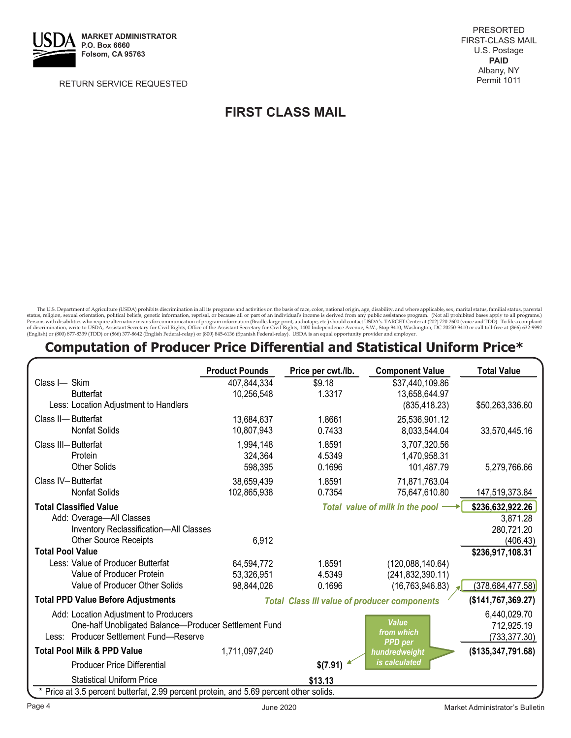MARKET ADMINISTRATOR
P.O. Box 6660
Folsom, CA 95763

RETURN SERVICE REQUESTED

PRESORTED
FIRST-CLASS MAIL
U.S. Postage
**PAID**
Albany, NY
Permit 1011

## FIRST CLASS MAIL

The U.S. Department of Agriculture (USDA) prohibits discrimination in all its programs and activities on the basis of race, color, national origin, age, disability, and where applicable, sex, marital status, familial status, parental status, religion, sexual orientation, political beliefs, genetic information, reprisal, or because all or part of an individual's income is derived from any public assistance program. (Not all prohibited bases apply to all programs.) Persons with disabilities who require alternative means for communication of program information (Braille, large print, audiotape, etc.) should contact USDA's TARGET Center at (202) 720-2600 (voice and TDD). To file a complaint of discrimination, write to USDA, Assistant Secretary for Civil Rights, Office of the Assistant Secretary for Civil Rights, 1400 Independence Avenue, S.W., Stop 9410, Washington, DC 20250-9410 or call toll-free at (866) 632-9992 (English) or (800) 877-8339 (TDD) or (866) 377-8642 (English Federal-relay) or (800) 845-6136 (Spanish Federal-relay). USDA is an equal opportunity provider and employer.

# Computation of Producer Price Differential and Statistical Uniform Price*

| | Product Pounds | Price per cwt./lb. | Component Value | Total Value |
|---|---|---|---|---|
| Class I— Skim | 407,844,334 | $9.18 | $37,440,109.86 | |
| Butterfat | 10,256,548 | 1.3317 | 13,658,644.97 | |
| Less: Location Adjustment to Handlers | | | (835,418.23) | $50,263,336.60 |
| Class II— Butterfat | 13,684,637 | 1.8661 | 25,536,901.12 | |
| Nonfat Solids | 10,807,943 | 0.7433 | 8,033,544.04 | 33,570,445.16 |
| Class III— Butterfat | 1,994,148 | 1.8591 | 3,707,320.56 | |
| Protein | 324,364 | 4.5349 | 1,470,958.31 | |
| Other Solids | 598,395 | 0.1696 | 101,487.79 | 5,279,766.66 |
| Class IV— Butterfat | 38,659,439 | 1.8591 | 71,871,763.04 | |
| Nonfat Solids | 102,865,938 | 0.7354 | 75,647,610.80 | 147,519,373.84 |
| **Total Classified Value** | | | *Total value of milk in the pool* → | **$236,632,922.26** |
| Add: Overage—All Classes | | | | 3,871.28 |
| Inventory Reclassification—All Classes | | | | 280,721.20 |
| Other Source Receipts | 6,912 | | | (406.43) |
| **Total Pool Value** | | | | **$236,917,108.31** |
| Less: Value of Producer Butterfat | 64,594,772 | 1.8591 | (120,088,140.64) | |
| Value of Producer Protein | 53,326,951 | 4.5349 | (241,832,390.11) | |
| Value of Producer Other Solids | 98,844,026 | 0.1696 | (16,763,946.83) | (378,684,477.58) |
| **Total PPD Value Before Adjustments** | | *Total Class III value of producer components* | | **($141,767,369.27)** |
| Add: Location Adjustment to Producers | | | | 6,440,029.70 |
| One-half Unobligated Balance—Producer Settlement Fund | | | | 712,925.19 |
| Less: Producer Settlement Fund—Reserve | | | | (733,377.30) |
| **Total Pool Milk & PPD Value** | 1,711,097,240 | | *Value from which PPD per hundredweight is calculated* | **($135,347,791.68)** |
| Producer Price Differential | | **$(7.91)** | | |
| Statistical Uniform Price | | **$13.13** | | |

* Price at 3.5 percent butterfat, 2.99 percent protein, and 5.69 percent other solids.